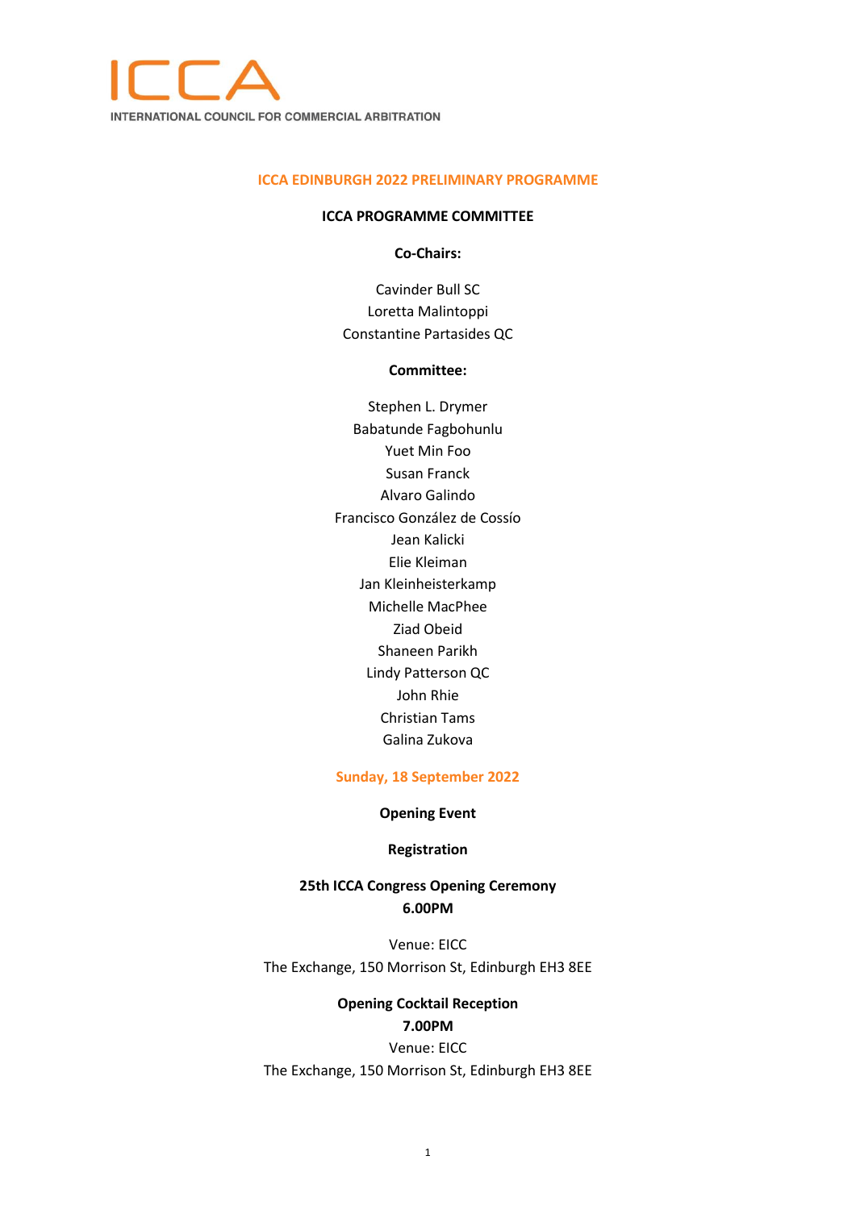ICCA

INTERNATIONAL COUNCIL FOR COMMERCIAL ARBITRATION

# ICCA EDINBURGH 2022 PRELIMINARY PROGRAMME

## ICCA PROGRAMME COMMITTEE

**Co-Chairs:**

Cavinder Bull SC
Loretta Malintoppi
Constantine Partasides QC

**Committee:**

Stephen L. Drymer
Babatunde Fagbohunlu
Yuet Min Foo
Susan Franck
Alvaro Galindo
Francisco González de Cossío
Jean Kalicki
Elie Kleiman
Jan Kleinheisterkamp
Michelle MacPhee
Ziad Obeid
Shaneen Parikh
Lindy Patterson QC
John Rhie
Christian Tams
Galina Zukova

## Sunday, 18 September 2022

**Opening Event**

**Registration**

**25th ICCA Congress Opening Ceremony**
**6.00PM**

Venue: EICC
The Exchange, 150 Morrison St, Edinburgh EH3 8EE

**Opening Cocktail Reception**
**7.00PM**
Venue: EICC
The Exchange, 150 Morrison St, Edinburgh EH3 8EE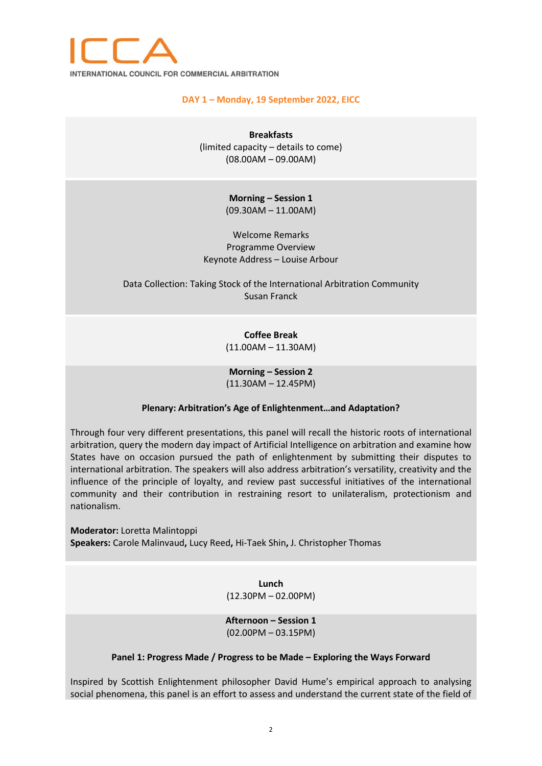ICCA

INTERNATIONAL COUNCIL FOR COMMERCIAL ARBITRATION

## DAY 1 – Monday, 19 September 2022, EICC

**Breakfasts**
(limited capacity – details to come)
(08.00AM – 09.00AM)

**Morning – Session 1**
(09.30AM – 11.00AM)

Welcome Remarks
Programme Overview
Keynote Address – Louise Arbour

Data Collection: Taking Stock of the International Arbitration Community
Susan Franck

**Coffee Break**
(11.00AM – 11.30AM)

**Morning – Session 2**
(11.30AM – 12.45PM)

**Plenary: Arbitration's Age of Enlightenment…and Adaptation?**

Through four very different presentations, this panel will recall the historic roots of international arbitration, query the modern day impact of Artificial Intelligence on arbitration and examine how States have on occasion pursued the path of enlightenment by submitting their disputes to international arbitration. The speakers will also address arbitration's versatility, creativity and the influence of the principle of loyalty, and review past successful initiatives of the international community and their contribution in restraining resort to unilateralism, protectionism and nationalism.

**Moderator:** Loretta Malintoppi
**Speakers:** Carole Malinvaud**,** Lucy Reed**,** Hi-Taek Shin**,** J. Christopher Thomas

**Lunch**
(12.30PM – 02.00PM)

**Afternoon – Session 1**
(02.00PM – 03.15PM)

**Panel 1: Progress Made / Progress to be Made – Exploring the Ways Forward**

Inspired by Scottish Enlightenment philosopher David Hume's empirical approach to analysing social phenomena, this panel is an effort to assess and understand the current state of the field of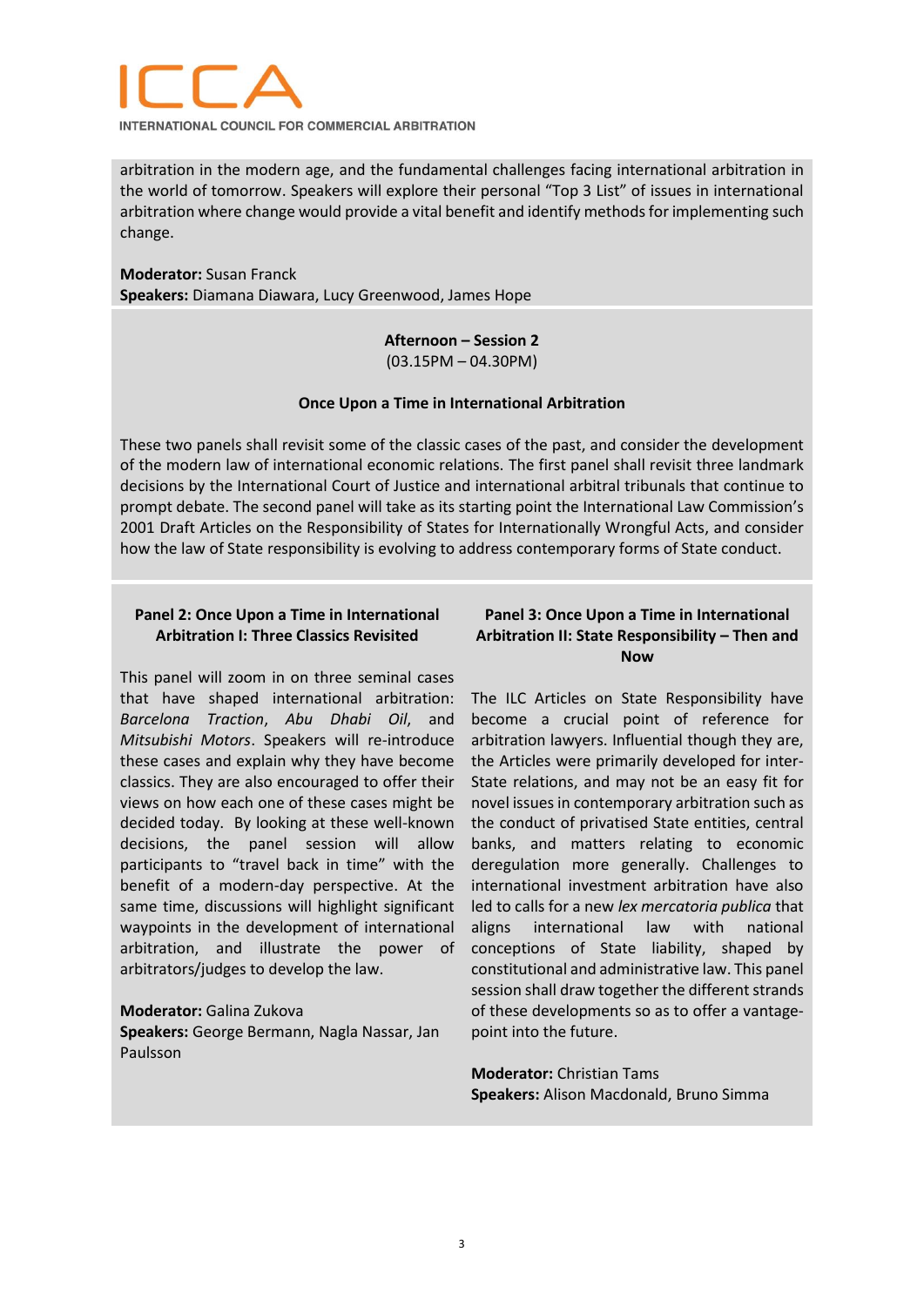arbitration in the modern age, and the fundamental challenges facing international arbitration in the world of tomorrow. Speakers will explore their personal "Top 3 List" of issues in international arbitration where change would provide a vital benefit and identify methods for implementing such change.

**Moderator:** Susan Franck
**Speakers:** Diamana Diawara, Lucy Greenwood, James Hope

**Afternoon – Session 2**
(03.15PM – 04.30PM)

**Once Upon a Time in International Arbitration**

These two panels shall revisit some of the classic cases of the past, and consider the development of the modern law of international economic relations. The first panel shall revisit three landmark decisions by the International Court of Justice and international arbitral tribunals that continue to prompt debate. The second panel will take as its starting point the International Law Commission's 2001 Draft Articles on the Responsibility of States for Internationally Wrongful Acts, and consider how the law of State responsibility is evolving to address contemporary forms of State conduct.

**Panel 2: Once Upon a Time in International Arbitration I: Three Classics Revisited**

This panel will zoom in on three seminal cases that have shaped international arbitration: *Barcelona Traction*, *Abu Dhabi Oil*, and *Mitsubishi Motors*. Speakers will re-introduce these cases and explain why they have become classics. They are also encouraged to offer their views on how each one of these cases might be decided today. By looking at these well-known decisions, the panel session will allow participants to "travel back in time" with the benefit of a modern-day perspective. At the same time, discussions will highlight significant waypoints in the development of international arbitration, and illustrate the power of arbitrators/judges to develop the law.

**Moderator:** Galina Zukova
**Speakers:** George Bermann, Nagla Nassar, Jan Paulsson

**Panel 3: Once Upon a Time in International Arbitration II: State Responsibility – Then and Now**

The ILC Articles on State Responsibility have become a crucial point of reference for arbitration lawyers. Influential though they are, the Articles were primarily developed for inter-State relations, and may not be an easy fit for novel issues in contemporary arbitration such as the conduct of privatised State entities, central banks, and matters relating to economic deregulation more generally. Challenges to international investment arbitration have also led to calls for a new *lex mercatoria publica* that aligns international law with national conceptions of State liability, shaped by constitutional and administrative law. This panel session shall draw together the different strands of these developments so as to offer a vantage-point into the future.

**Moderator:** Christian Tams
**Speakers:** Alison Macdonald, Bruno Simma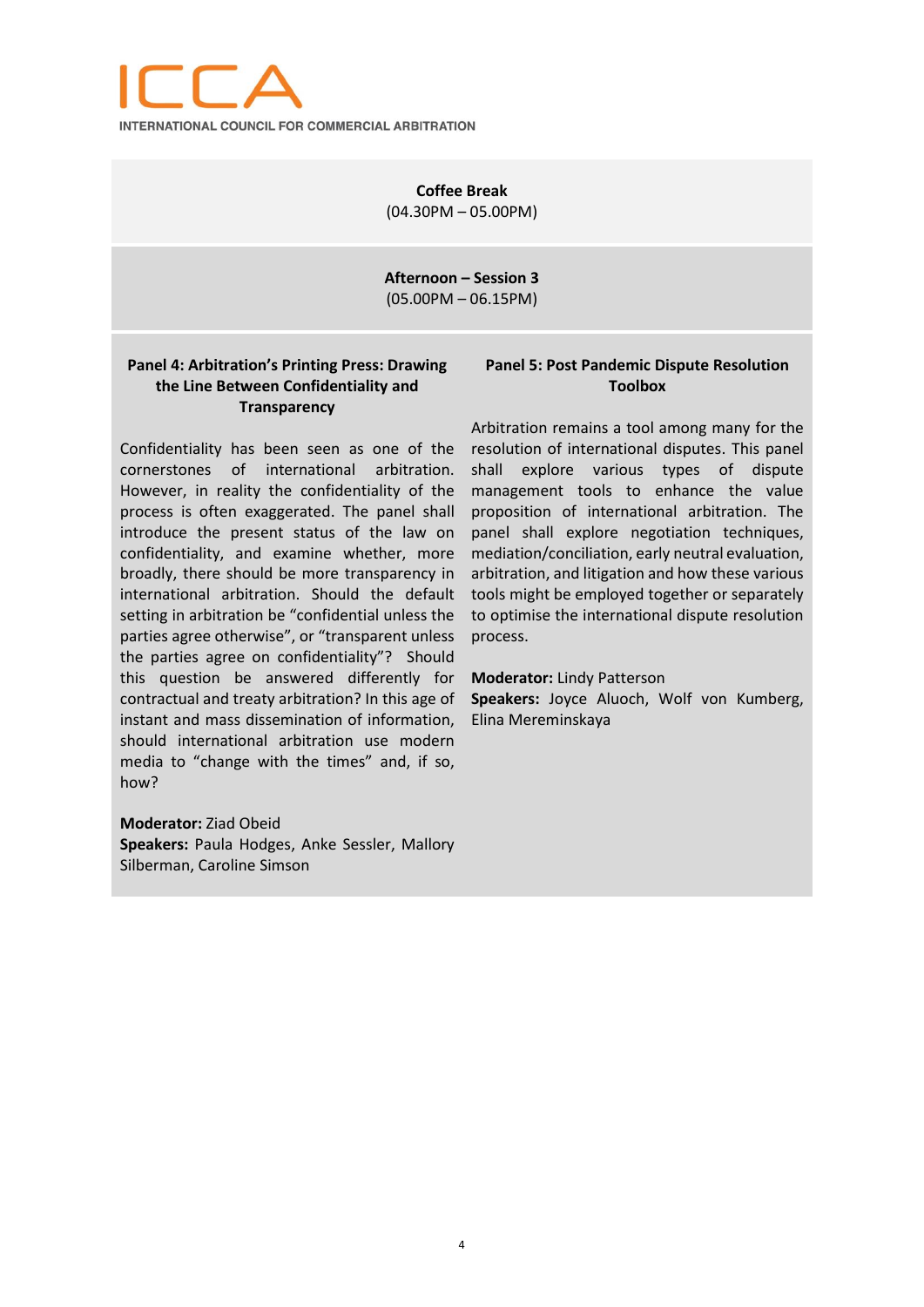**Coffee Break**
(04.30PM – 05.00PM)

**Afternoon – Session 3**
(05.00PM – 06.15PM)

### Panel 4: Arbitration's Printing Press: Drawing the Line Between Confidentiality and Transparency

Confidentiality has been seen as one of the cornerstones of international arbitration. However, in reality the confidentiality of the process is often exaggerated. The panel shall introduce the present status of the law on confidentiality, and examine whether, more broadly, there should be more transparency in international arbitration. Should the default setting in arbitration be "confidential unless the parties agree otherwise", or "transparent unless the parties agree on confidentiality"? Should this question be answered differently for contractual and treaty arbitration? In this age of instant and mass dissemination of information, should international arbitration use modern media to "change with the times" and, if so, how?

**Moderator:** Ziad Obeid
**Speakers:** Paula Hodges, Anke Sessler, Mallory Silberman, Caroline Simson

### Panel 5: Post Pandemic Dispute Resolution Toolbox

Arbitration remains a tool among many for the resolution of international disputes. This panel shall explore various types of dispute management tools to enhance the value proposition of international arbitration. The panel shall explore negotiation techniques, mediation/conciliation, early neutral evaluation, arbitration, and litigation and how these various tools might be employed together or separately to optimise the international dispute resolution process.

**Moderator:** Lindy Patterson
**Speakers:** Joyce Aluoch, Wolf von Kumberg, Elina Mereminskaya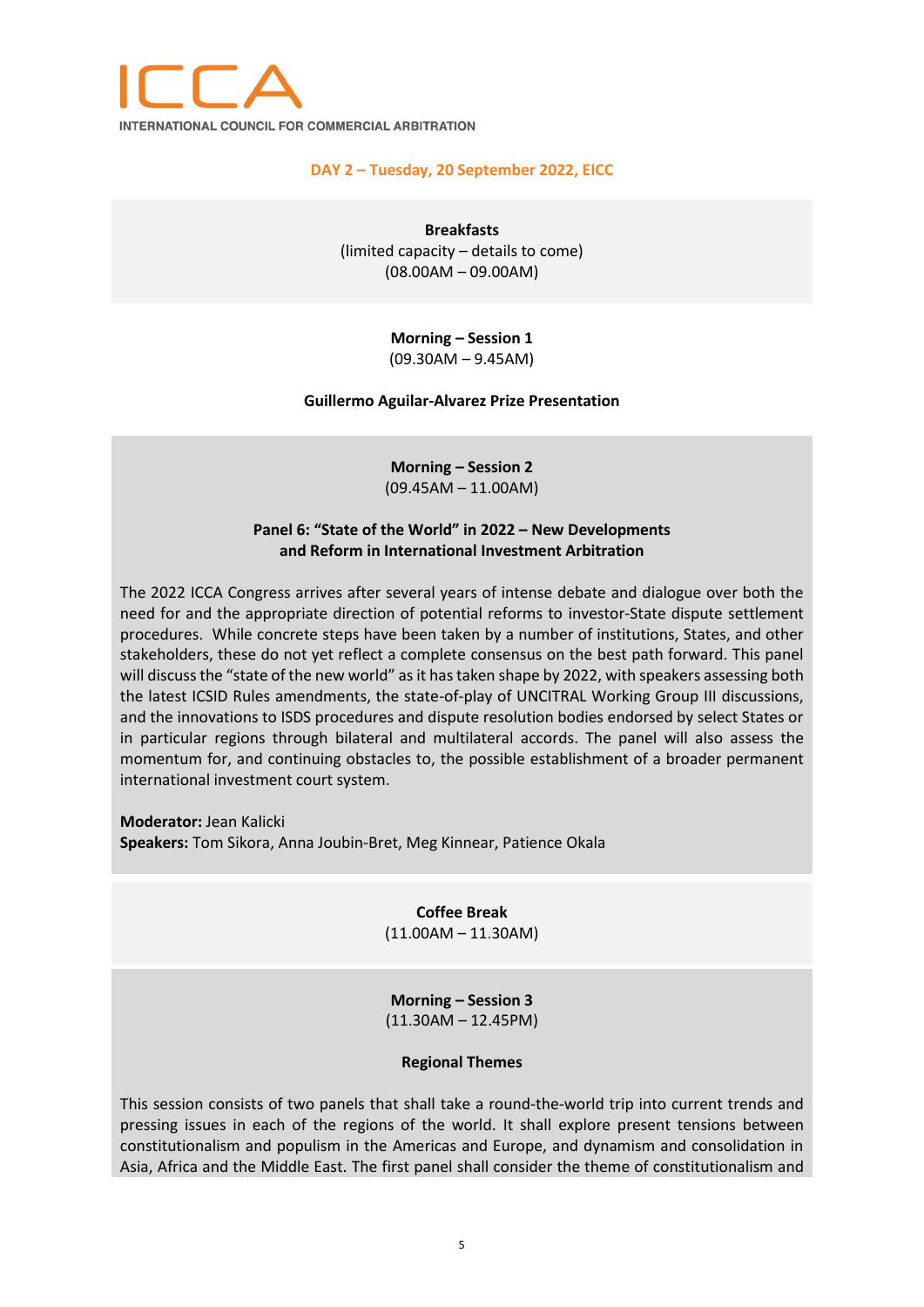ICCA

INTERNATIONAL COUNCIL FOR COMMERCIAL ARBITRATION

## DAY 2 – Tuesday, 20 September 2022, EICC

**Breakfasts**
(limited capacity – details to come)
(08.00AM – 09.00AM)

**Morning – Session 1**
(09.30AM – 9.45AM)

**Guillermo Aguilar-Alvarez Prize Presentation**

**Morning – Session 2**
(09.45AM – 11.00AM)

**Panel 6: "State of the World" in 2022 – New Developments and Reform in International Investment Arbitration**

The 2022 ICCA Congress arrives after several years of intense debate and dialogue over both the need for and the appropriate direction of potential reforms to investor-State dispute settlement procedures. While concrete steps have been taken by a number of institutions, States, and other stakeholders, these do not yet reflect a complete consensus on the best path forward. This panel will discuss the "state of the new world" as it has taken shape by 2022, with speakers assessing both the latest ICSID Rules amendments, the state-of-play of UNCITRAL Working Group III discussions, and the innovations to ISDS procedures and dispute resolution bodies endorsed by select States or in particular regions through bilateral and multilateral accords. The panel will also assess the momentum for, and continuing obstacles to, the possible establishment of a broader permanent international investment court system.

**Moderator:** Jean Kalicki
**Speakers:** Tom Sikora, Anna Joubin-Bret, Meg Kinnear, Patience Okala

**Coffee Break**
(11.00AM – 11.30AM)

**Morning – Session 3**
(11.30AM – 12.45PM)

**Regional Themes**

This session consists of two panels that shall take a round-the-world trip into current trends and pressing issues in each of the regions of the world. It shall explore present tensions between constitutionalism and populism in the Americas and Europe, and dynamism and consolidation in Asia, Africa and the Middle East. The first panel shall consider the theme of constitutionalism and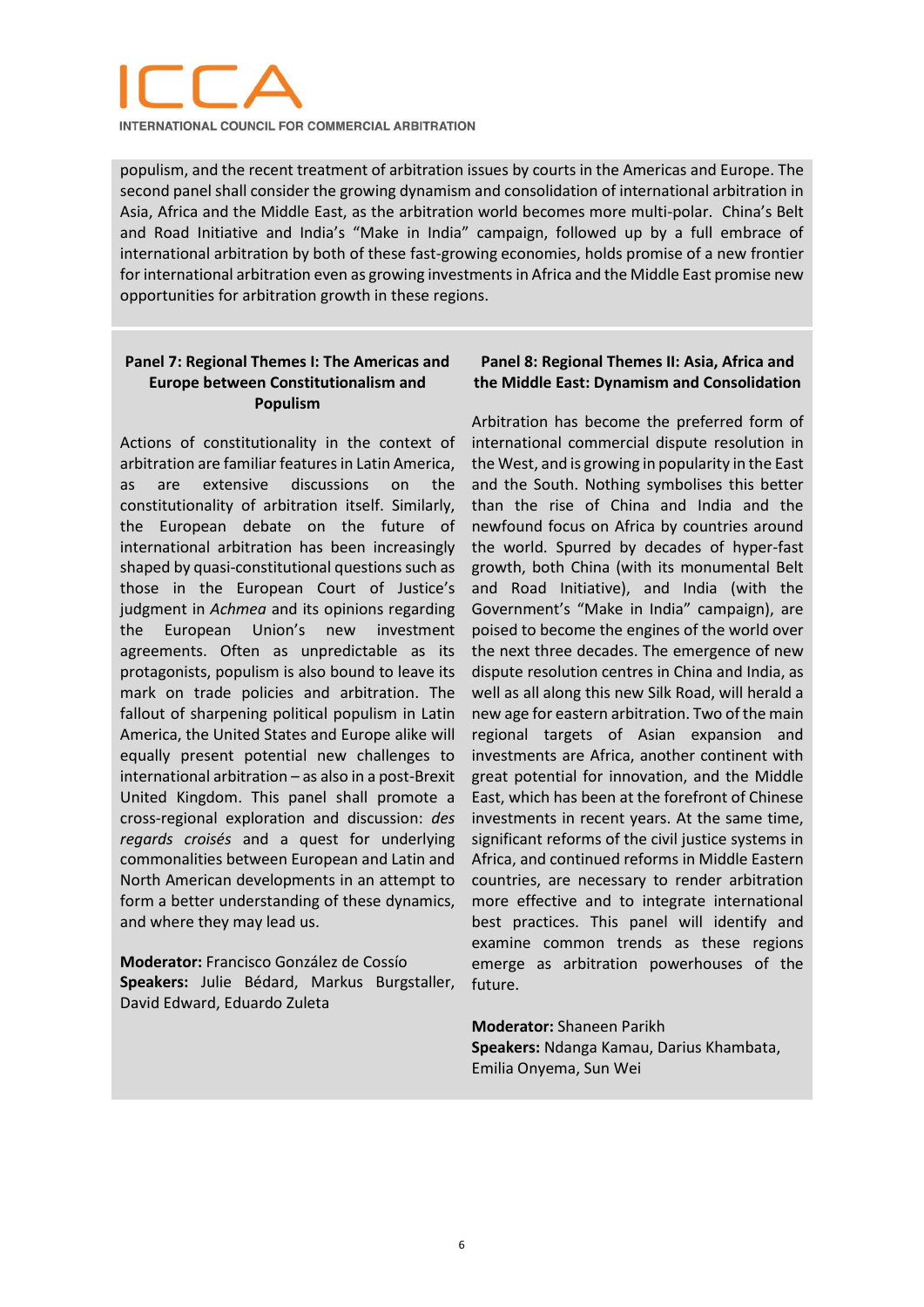populism, and the recent treatment of arbitration issues by courts in the Americas and Europe. The second panel shall consider the growing dynamism and consolidation of international arbitration in Asia, Africa and the Middle East, as the arbitration world becomes more multi-polar. China's Belt and Road Initiative and India's "Make in India" campaign, followed up by a full embrace of international arbitration by both of these fast-growing economies, holds promise of a new frontier for international arbitration even as growing investments in Africa and the Middle East promise new opportunities for arbitration growth in these regions.

### Panel 7: Regional Themes I: The Americas and Europe between Constitutionalism and Populism

Actions of constitutionality in the context of arbitration are familiar features in Latin America, as are extensive discussions on the constitutionality of arbitration itself. Similarly, the European debate on the future of international arbitration has been increasingly shaped by quasi-constitutional questions such as those in the European Court of Justice's judgment in *Achmea* and its opinions regarding the European Union's new investment agreements. Often as unpredictable as its protagonists, populism is also bound to leave its mark on trade policies and arbitration. The fallout of sharpening political populism in Latin America, the United States and Europe alike will equally present potential new challenges to international arbitration – as also in a post-Brexit United Kingdom. This panel shall promote a cross-regional exploration and discussion: *des regards croisés* and a quest for underlying commonalities between European and Latin and North American developments in an attempt to form a better understanding of these dynamics, and where they may lead us.

**Moderator:** Francisco González de Cossío
**Speakers:** Julie Bédard, Markus Burgstaller, David Edward, Eduardo Zuleta

### Panel 8: Regional Themes II: Asia, Africa and the Middle East: Dynamism and Consolidation

Arbitration has become the preferred form of international commercial dispute resolution in the West, and is growing in popularity in the East and the South. Nothing symbolises this better than the rise of China and India and the newfound focus on Africa by countries around the world. Spurred by decades of hyper-fast growth, both China (with its monumental Belt and Road Initiative), and India (with the Government's "Make in India" campaign), are poised to become the engines of the world over the next three decades. The emergence of new dispute resolution centres in China and India, as well as all along this new Silk Road, will herald a new age for eastern arbitration. Two of the main regional targets of Asian expansion and investments are Africa, another continent with great potential for innovation, and the Middle East, which has been at the forefront of Chinese investments in recent years. At the same time, significant reforms of the civil justice systems in Africa, and continued reforms in Middle Eastern countries, are necessary to render arbitration more effective and to integrate international best practices. This panel will identify and examine common trends as these regions emerge as arbitration powerhouses of the future.

**Moderator:** Shaneen Parikh
**Speakers:** Ndanga Kamau, Darius Khambata, Emilia Onyema, Sun Wei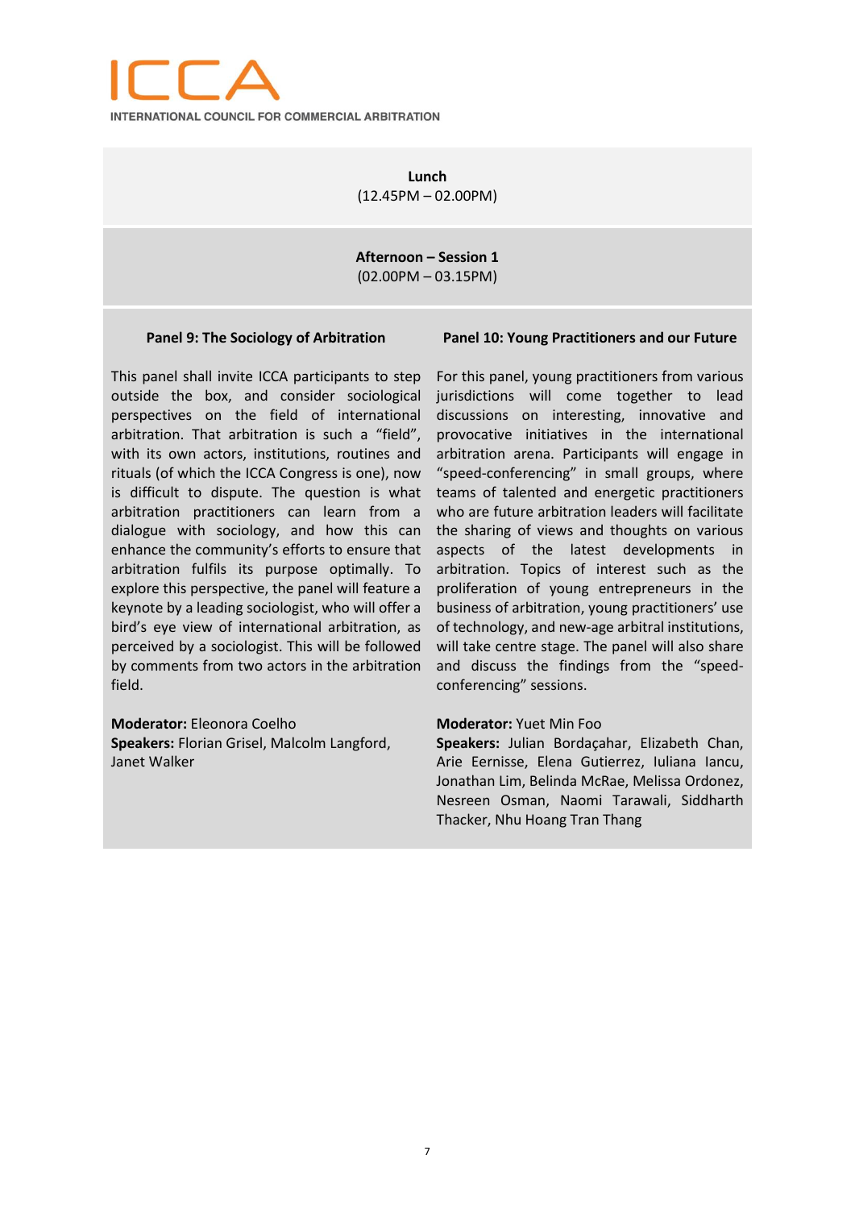**Lunch**
(12.45PM – 02.00PM)

**Afternoon – Session 1**
(02.00PM – 03.15PM)

### Panel 9: The Sociology of Arbitration

This panel shall invite ICCA participants to step outside the box, and consider sociological perspectives on the field of international arbitration. That arbitration is such a "field", with its own actors, institutions, routines and rituals (of which the ICCA Congress is one), now is difficult to dispute. The question is what arbitration practitioners can learn from a dialogue with sociology, and how this can enhance the community's efforts to ensure that arbitration fulfils its purpose optimally. To explore this perspective, the panel will feature a keynote by a leading sociologist, who will offer a bird's eye view of international arbitration, as perceived by a sociologist. This will be followed by comments from two actors in the arbitration field.

**Moderator:** Eleonora Coelho
**Speakers:** Florian Grisel, Malcolm Langford, Janet Walker

### Panel 10: Young Practitioners and our Future

For this panel, young practitioners from various jurisdictions will come together to lead discussions on interesting, innovative and provocative initiatives in the international arbitration arena. Participants will engage in "speed-conferencing" in small groups, where teams of talented and energetic practitioners who are future arbitration leaders will facilitate the sharing of views and thoughts on various aspects of the latest developments in arbitration. Topics of interest such as the proliferation of young entrepreneurs in the business of arbitration, young practitioners' use of technology, and new-age arbitral institutions, will take centre stage. The panel will also share and discuss the findings from the "speed-conferencing" sessions.

**Moderator:** Yuet Min Foo
**Speakers:** Julian Bordaçahar, Elizabeth Chan, Arie Eernisse, Elena Gutierrez, Iuliana Iancu, Jonathan Lim, Belinda McRae, Melissa Ordonez, Nesreen Osman, Naomi Tarawali, Siddharth Thacker, Nhu Hoang Tran Thang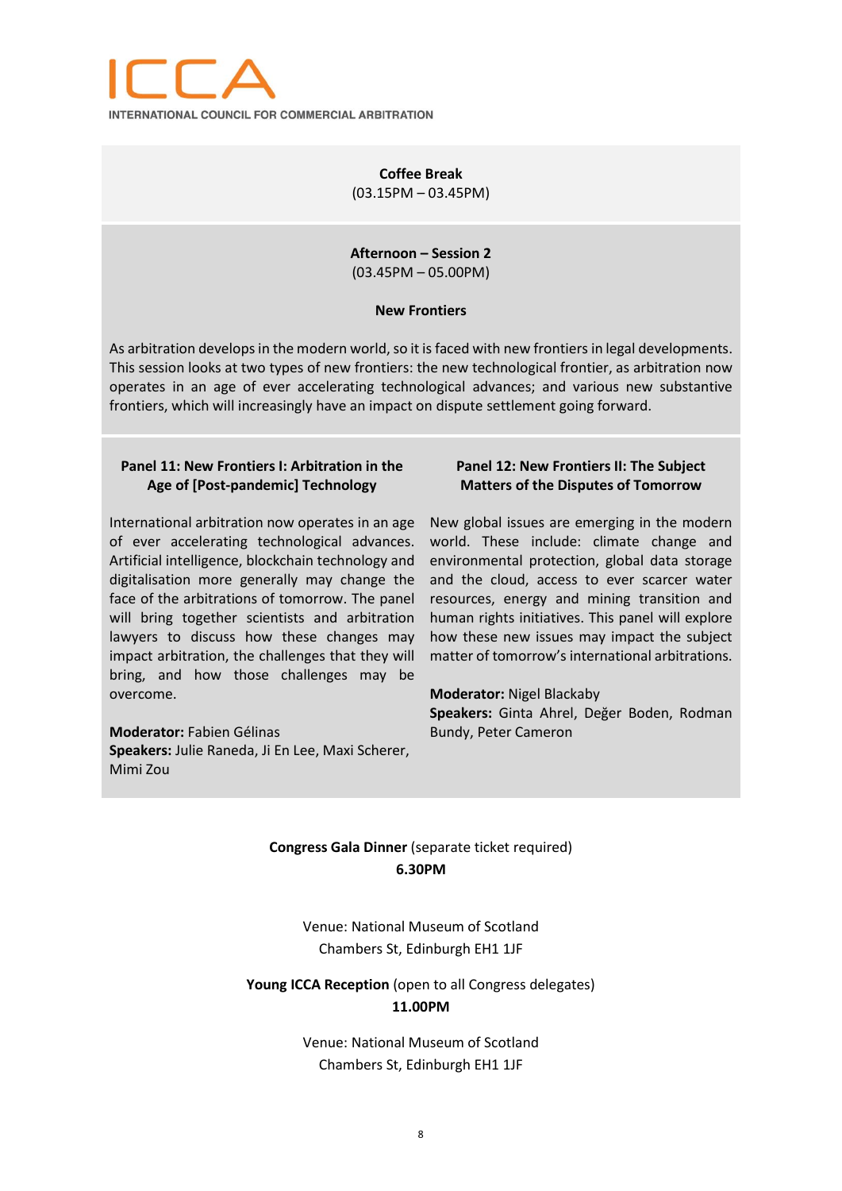**Coffee Break**
(03.15PM – 03.45PM)

**Afternoon – Session 2**
(03.45PM – 05.00PM)

**New Frontiers**

As arbitration develops in the modern world, so it is faced with new frontiers in legal developments. This session looks at two types of new frontiers: the new technological frontier, as arbitration now operates in an age of ever accelerating technological advances; and various new substantive frontiers, which will increasingly have an impact on dispute settlement going forward.

**Panel 11: New Frontiers I: Arbitration in the Age of [Post-pandemic] Technology**

International arbitration now operates in an age of ever accelerating technological advances. Artificial intelligence, blockchain technology and digitalisation more generally may change the face of the arbitrations of tomorrow. The panel will bring together scientists and arbitration lawyers to discuss how these changes may impact arbitration, the challenges that they will bring, and how those challenges may be overcome.

**Moderator:** Fabien Gélinas
**Speakers:** Julie Raneda, Ji En Lee, Maxi Scherer, Mimi Zou

**Panel 12: New Frontiers II: The Subject Matters of the Disputes of Tomorrow**

New global issues are emerging in the modern world. These include: climate change and environmental protection, global data storage and the cloud, access to ever scarcer water resources, energy and mining transition and human rights initiatives. This panel will explore how these new issues may impact the subject matter of tomorrow's international arbitrations.

**Moderator:** Nigel Blackaby
**Speakers:** Ginta Ahrel, Değer Boden, Rodman Bundy, Peter Cameron

**Congress Gala Dinner** (separate ticket required)
**6.30PM**

Venue: National Museum of Scotland
Chambers St, Edinburgh EH1 1JF

**Young ICCA Reception** (open to all Congress delegates)
**11.00PM**

Venue: National Museum of Scotland
Chambers St, Edinburgh EH1 1JF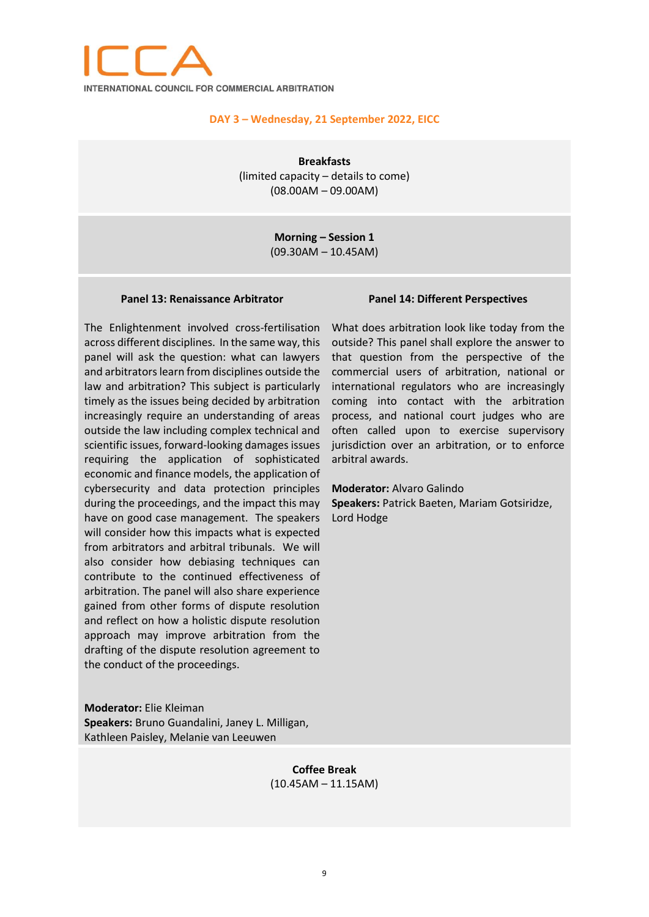ICCA

INTERNATIONAL COUNCIL FOR COMMERCIAL ARBITRATION

## DAY 3 – Wednesday, 21 September 2022, EICC

**Breakfasts**
(limited capacity – details to come)
(08.00AM – 09.00AM)

**Morning – Session 1**
(09.30AM – 10.45AM)

### Panel 13: Renaissance Arbitrator

The Enlightenment involved cross-fertilisation across different disciplines. In the same way, this panel will ask the question: what can lawyers and arbitrators learn from disciplines outside the law and arbitration? This subject is particularly timely as the issues being decided by arbitration increasingly require an understanding of areas outside the law including complex technical and scientific issues, forward-looking damages issues requiring the application of sophisticated economic and finance models, the application of cybersecurity and data protection principles during the proceedings, and the impact this may have on good case management. The speakers will consider how this impacts what is expected from arbitrators and arbitral tribunals. We will also consider how debiasing techniques can contribute to the continued effectiveness of arbitration. The panel will also share experience gained from other forms of dispute resolution and reflect on how a holistic dispute resolution approach may improve arbitration from the drafting of the dispute resolution agreement to the conduct of the proceedings.

**Moderator:** Elie Kleiman
**Speakers:** Bruno Guandalini, Janey L. Milligan, Kathleen Paisley, Melanie van Leeuwen

### Panel 14: Different Perspectives

What does arbitration look like today from the outside? This panel shall explore the answer to that question from the perspective of the commercial users of arbitration, national or international regulators who are increasingly coming into contact with the arbitration process, and national court judges who are often called upon to exercise supervisory jurisdiction over an arbitration, or to enforce arbitral awards.

**Moderator:** Alvaro Galindo
**Speakers:** Patrick Baeten, Mariam Gotsiridze, Lord Hodge

**Coffee Break**
(10.45AM – 11.15AM)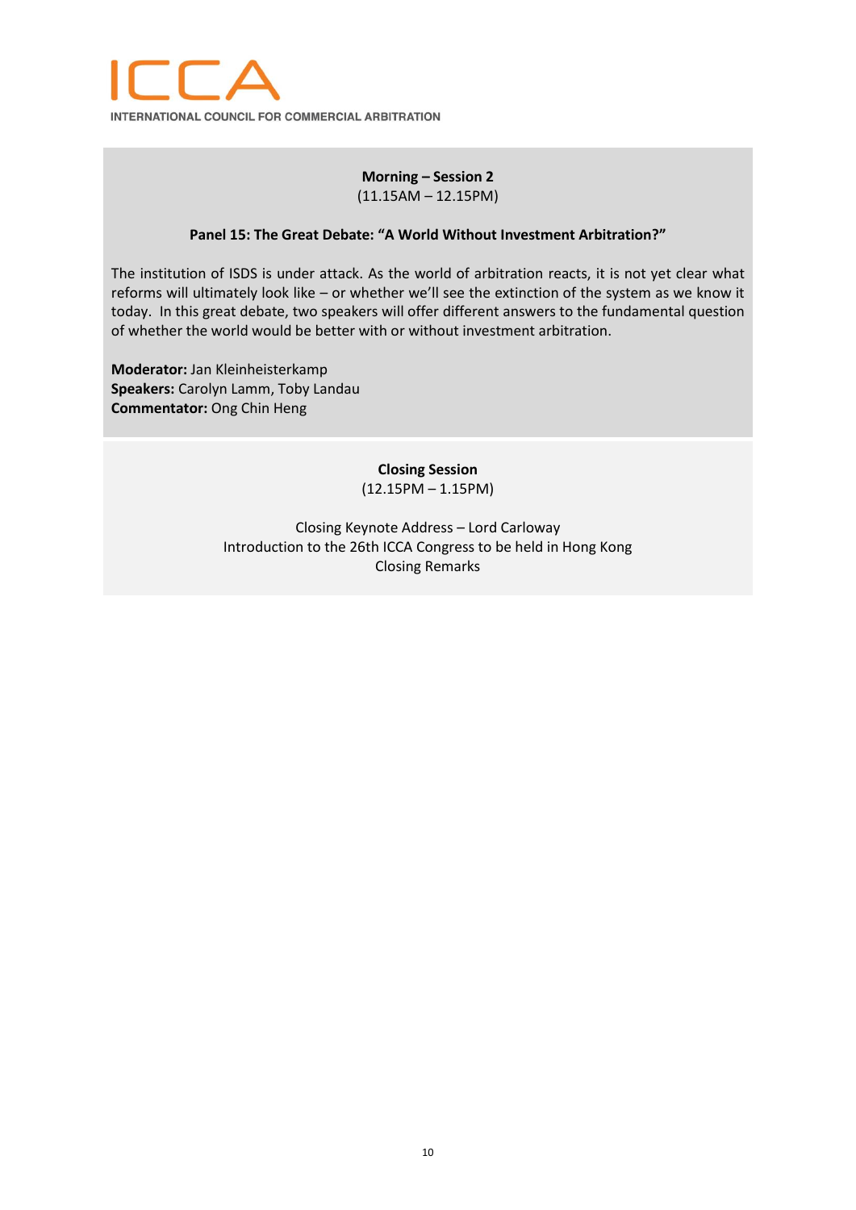ICCA

INTERNATIONAL COUNCIL FOR COMMERCIAL ARBITRATION

**Morning – Session 2**
(11.15AM – 12.15PM)

**Panel 15: The Great Debate: "A World Without Investment Arbitration?"**

The institution of ISDS is under attack. As the world of arbitration reacts, it is not yet clear what reforms will ultimately look like – or whether we'll see the extinction of the system as we know it today. In this great debate, two speakers will offer different answers to the fundamental question of whether the world would be better with or without investment arbitration.

**Moderator:** Jan Kleinheisterkamp
**Speakers:** Carolyn Lamm, Toby Landau
**Commentator:** Ong Chin Heng

**Closing Session**
(12.15PM – 1.15PM)

Closing Keynote Address – Lord Carloway
Introduction to the 26th ICCA Congress to be held in Hong Kong
Closing Remarks